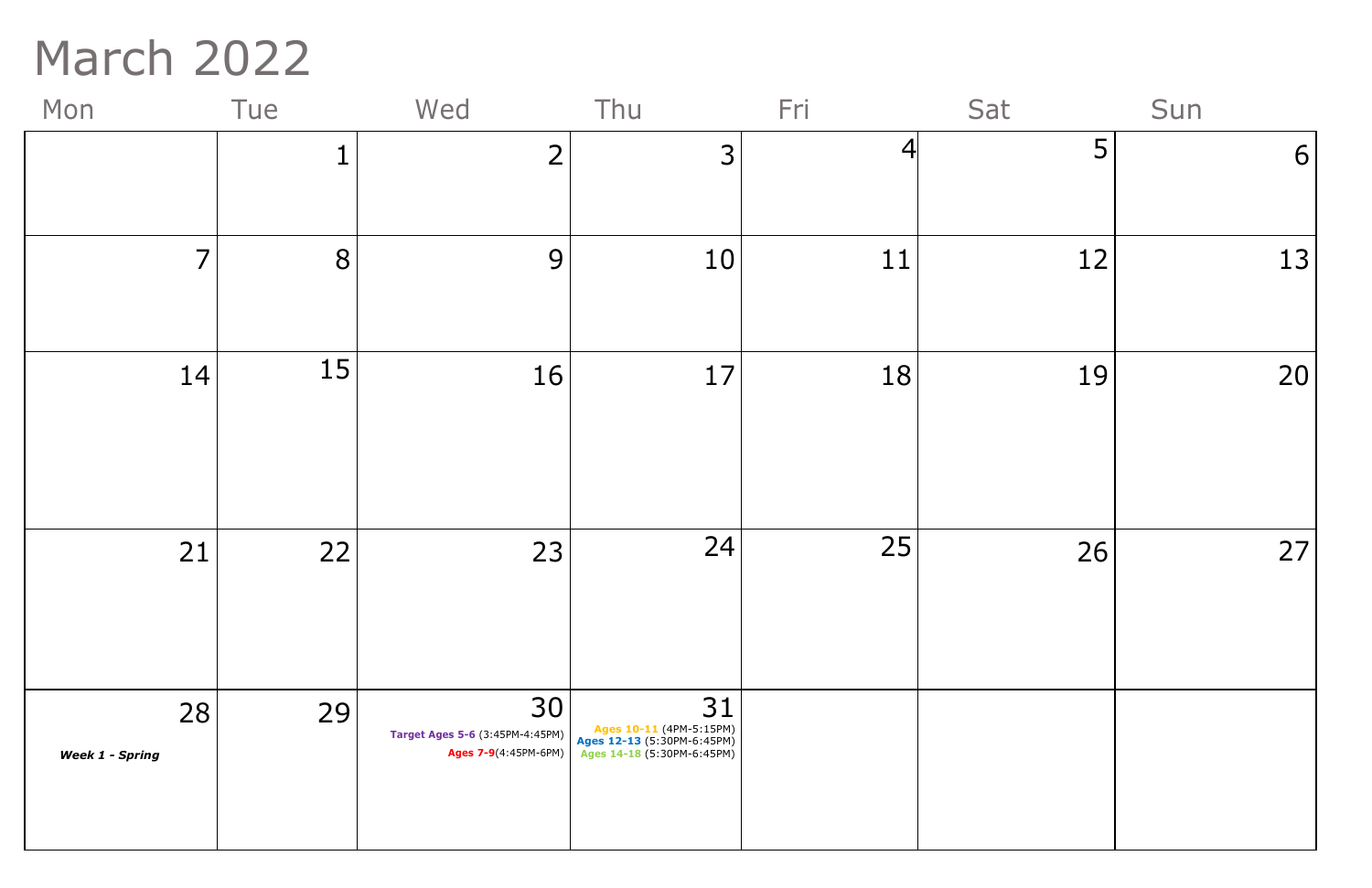# March 2022

| Mon | Tue | Wed | Thu | Fri | Sat | Sun |
|---|---|---|---|---|---|---|
| | 1 | 2 | 3 | 4 | 5 | 6 |
| 7 | 8 | 9 | 10 | 11 | 12 | 13 |
| 14 | 15 | 16 | 17 | 18 | 19 | 20 |
| 21 | 22 | 23 | 24 | 25 | 26 | 27 |
| 28 ***Week 1 - Spring*** | 29 | 30 **Target Ages 5-6** (3:45PM-4:45PM) **Ages 7-9**(4:45PM-6PM) | 31 **Ages 10-11** (4PM-5:15PM) **Ages 12-13** (5:30PM-6:45PM) **Ages 14-18** (5:30PM-6:45PM) | | | |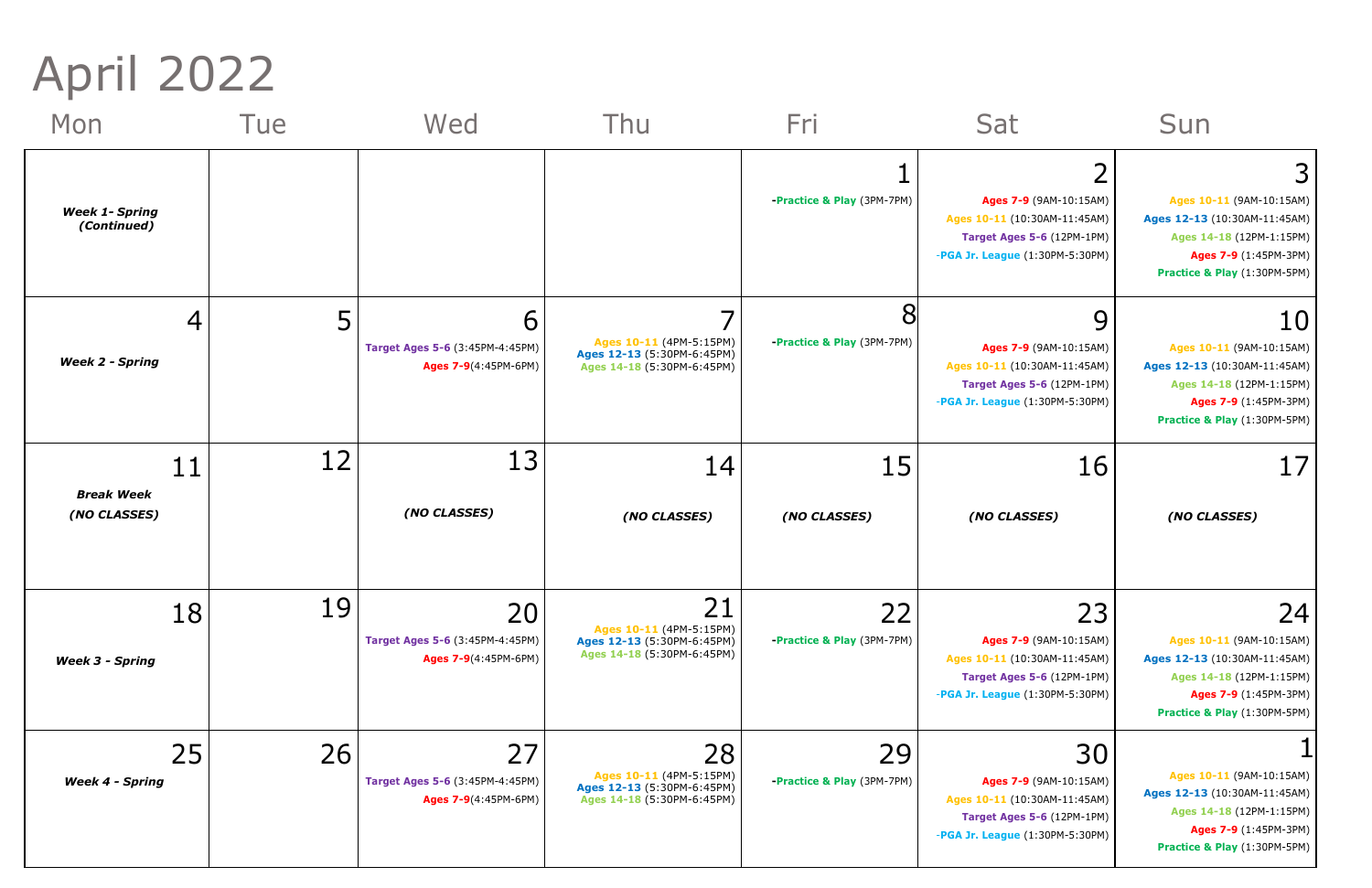# April 2022

| Mon | Tue | Wed | Thu | Fri | Sat | Sun |
|---|---|---|---|---|---|---|
| ***Week 1- Spring (Continued)*** | | | | 1<br>**-Practice & Play** (3PM-7PM) | 2<br>**Ages 7-9** (9AM-10:15AM)<br>**Ages 10-11** (10:30AM-11:45AM)<br>**Target Ages 5-6** (12PM-1PM)<br>-**PGA Jr. League** (1:30PM-5:30PM) | 3<br>**Ages 10-11** (9AM-10:15AM)<br>**Ages 12-13** (10:30AM-11:45AM)<br>**Ages 14-18** (12PM-1:15PM)<br>**Ages 7-9** (1:45PM-3PM)<br>**Practice & Play** (1:30PM-5PM) |
| 4<br>***Week 2 - Spring*** | 5 | 6<br>**Target Ages 5-6** (3:45PM-4:45PM)<br>**Ages 7-9**(4:45PM-6PM) | 7<br>**Ages 10-11** (4PM-5:15PM)<br>**Ages 12-13** (5:30PM-6:45PM)<br>**Ages 14-18** (5:30PM-6:45PM) | 8<br>**-Practice & Play** (3PM-7PM) | 9<br>**Ages 7-9** (9AM-10:15AM)<br>**Ages 10-11** (10:30AM-11:45AM)<br>**Target Ages 5-6** (12PM-1PM)<br>-**PGA Jr. League** (1:30PM-5:30PM) | 10<br>**Ages 10-11** (9AM-10:15AM)<br>**Ages 12-13** (10:30AM-11:45AM)<br>**Ages 14-18** (12PM-1:15PM)<br>**Ages 7-9** (1:45PM-3PM)<br>**Practice & Play** (1:30PM-5PM) |
| 11<br>***Break Week***<br>***(NO CLASSES)*** | 12 | 13<br>***(NO CLASSES)*** | 14<br>***(NO CLASSES)*** | 15<br>***(NO CLASSES)*** | 16<br>***(NO CLASSES)*** | 17<br>***(NO CLASSES)*** |
| 18<br>***Week 3 - Spring*** | 19 | 20<br>**Target Ages 5-6** (3:45PM-4:45PM)<br>**Ages 7-9**(4:45PM-6PM) | 21<br>**Ages 10-11** (4PM-5:15PM)<br>**Ages 12-13** (5:30PM-6:45PM)<br>**Ages 14-18** (5:30PM-6:45PM) | 22<br>**-Practice & Play** (3PM-7PM) | 23<br>**Ages 7-9** (9AM-10:15AM)<br>**Ages 10-11** (10:30AM-11:45AM)<br>**Target Ages 5-6** (12PM-1PM)<br>-**PGA Jr. League** (1:30PM-5:30PM) | 24<br>**Ages 10-11** (9AM-10:15AM)<br>**Ages 12-13** (10:30AM-11:45AM)<br>**Ages 14-18** (12PM-1:15PM)<br>**Ages 7-9** (1:45PM-3PM)<br>**Practice & Play** (1:30PM-5PM) |
| 25<br>***Week 4 - Spring*** | 26 | 27<br>**Target Ages 5-6** (3:45PM-4:45PM)<br>**Ages 7-9**(4:45PM-6PM) | 28<br>**Ages 10-11** (4PM-5:15PM)<br>**Ages 12-13** (5:30PM-6:45PM)<br>**Ages 14-18** (5:30PM-6:45PM) | 29<br>**-Practice & Play** (3PM-7PM) | 30<br>**Ages 7-9** (9AM-10:15AM)<br>**Ages 10-11** (10:30AM-11:45AM)<br>**Target Ages 5-6** (12PM-1PM)<br>-**PGA Jr. League** (1:30PM-5:30PM) | 1<br>**Ages 10-11** (9AM-10:15AM)<br>**Ages 12-13** (10:30AM-11:45AM)<br>**Ages 14-18** (12PM-1:15PM)<br>**Ages 7-9** (1:45PM-3PM)<br>**Practice & Play** (1:30PM-5PM) |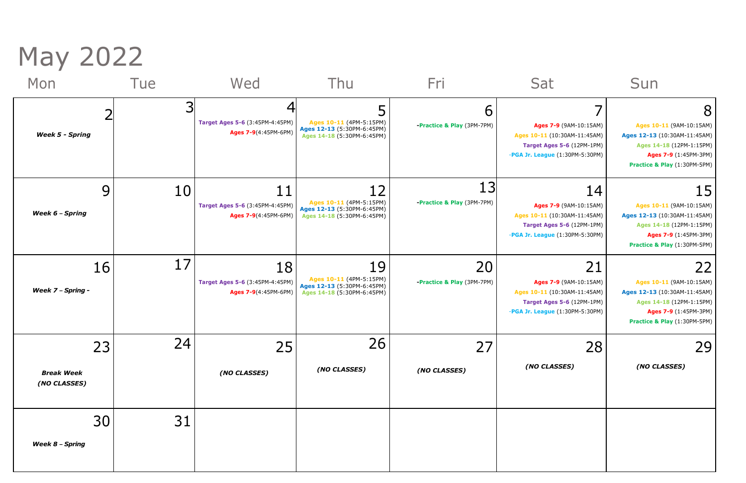# May 2022

| Mon | Tue | Wed | Thu | Fri | Sat | Sun |
|---|---|---|---|---|---|---|
| 2<br>***Week 5 - Spring*** | 3 | 4<br>**Target Ages 5-6** (3:45PM-4:45PM)<br>**Ages 7-9**(4:45PM-6PM) | 5<br>**Ages 10-11** (4PM-5:15PM)<br>**Ages 12-13** (5:30PM-6:45PM)<br>**Ages 14-18** (5:30PM-6:45PM) | 6<br>-**Practice & Play** (3PM-7PM) | 7<br>**Ages 7-9** (9AM-10:15AM)<br>**Ages 10-11** (10:30AM-11:45AM)<br>**Target Ages 5-6** (12PM-1PM)<br>-**PGA Jr. League** (1:30PM-5:30PM) | 8<br>**Ages 10-11** (9AM-10:15AM)<br>**Ages 12-13** (10:30AM-11:45AM)<br>**Ages 14-18** (12PM-1:15PM)<br>**Ages 7-9** (1:45PM-3PM)<br>**Practice & Play** (1:30PM-5PM) |
| 9<br>***Week 6 – Spring*** | 10 | 11<br>**Target Ages 5-6** (3:45PM-4:45PM)<br>**Ages 7-9**(4:45PM-6PM) | 12<br>**Ages 10-11** (4PM-5:15PM)<br>**Ages 12-13** (5:30PM-6:45PM)<br>**Ages 14-18** (5:30PM-6:45PM) | 13<br>-**Practice & Play** (3PM-7PM) | 14<br>**Ages 7-9** (9AM-10:15AM)<br>**Ages 10-11** (10:30AM-11:45AM)<br>**Target Ages 5-6** (12PM-1PM)<br>-**PGA Jr. League** (1:30PM-5:30PM) | 15<br>**Ages 10-11** (9AM-10:15AM)<br>**Ages 12-13** (10:30AM-11:45AM)<br>**Ages 14-18** (12PM-1:15PM)<br>**Ages 7-9** (1:45PM-3PM)<br>**Practice & Play** (1:30PM-5PM) |
| 16<br>***Week 7 – Spring -*** | 17 | 18<br>**Target Ages 5-6** (3:45PM-4:45PM)<br>**Ages 7-9**(4:45PM-6PM) | 19<br>**Ages 10-11** (4PM-5:15PM)<br>**Ages 12-13** (5:30PM-6:45PM)<br>**Ages 14-18** (5:30PM-6:45PM) | 20<br>-**Practice & Play** (3PM-7PM) | 21<br>**Ages 7-9** (9AM-10:15AM)<br>**Ages 10-11** (10:30AM-11:45AM)<br>**Target Ages 5-6** (12PM-1PM)<br>-**PGA Jr. League** (1:30PM-5:30PM) | 22<br>**Ages 10-11** (9AM-10:15AM)<br>**Ages 12-13** (10:30AM-11:45AM)<br>**Ages 14-18** (12PM-1:15PM)<br>**Ages 7-9** (1:45PM-3PM)<br>**Practice & Play** (1:30PM-5PM) |
| 23<br>***Break Week***<br>***(NO CLASSES)*** | 24 | 25<br>***(NO CLASSES)*** | 26<br>***(NO CLASSES)*** | 27<br>***(NO CLASSES)*** | 28<br>***(NO CLASSES)*** | 29<br>***(NO CLASSES)*** |
| 30<br>***Week 8 – Spring*** | 31 | | | | | |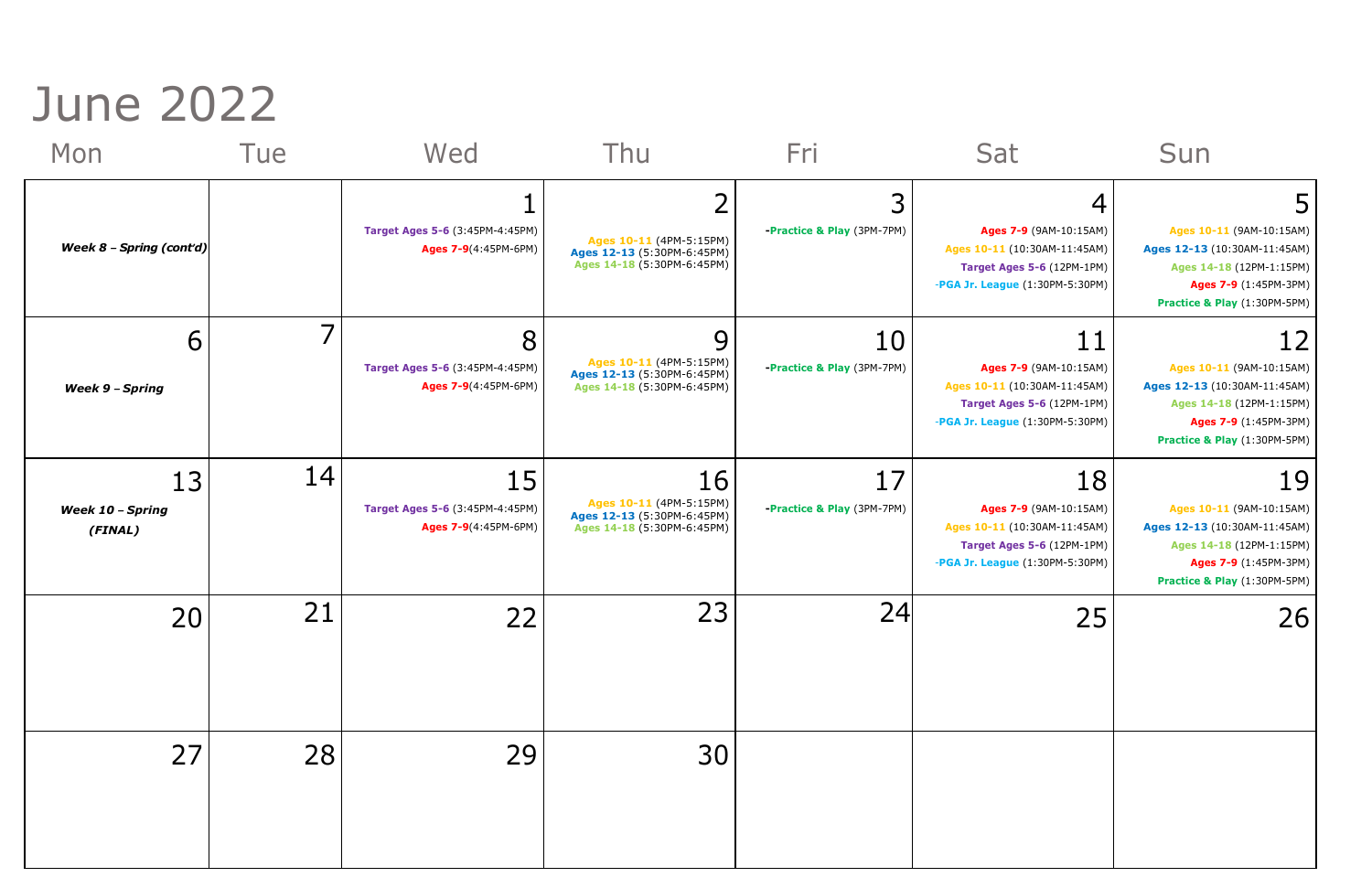# June 2022

| Mon | Tue | Wed | Thu | Fri | Sat | Sun |
|---|---|---|---|---|---|---|
| ***Week 8 – Spring (cont'd)*** | | 1<br>**Target Ages 5-6** (3:45PM-4:45PM)<br>**Ages 7-9**(4:45PM-6PM) | 2<br>**Ages 10-11** (4PM-5:15PM)<br>**Ages 12-13** (5:30PM-6:45PM)<br>**Ages 14-18** (5:30PM-6:45PM) | 3<br>-**Practice & Play** (3PM-7PM) | 4<br>**Ages 7-9** (9AM-10:15AM)<br>**Ages 10-11** (10:30AM-11:45AM)<br>**Target Ages 5-6** (12PM-1PM)<br>-**PGA Jr. League** (1:30PM-5:30PM) | 5<br>**Ages 10-11** (9AM-10:15AM)<br>**Ages 12-13** (10:30AM-11:45AM)<br>**Ages 14-18** (12PM-1:15PM)<br>**Ages 7-9** (1:45PM-3PM)<br>**Practice & Play** (1:30PM-5PM) |
| 6<br>***Week 9 – Spring*** | 7 | 8<br>**Target Ages 5-6** (3:45PM-4:45PM)<br>**Ages 7-9**(4:45PM-6PM) | 9<br>**Ages 10-11** (4PM-5:15PM)<br>**Ages 12-13** (5:30PM-6:45PM)<br>**Ages 14-18** (5:30PM-6:45PM) | 10<br>-**Practice & Play** (3PM-7PM) | 11<br>**Ages 7-9** (9AM-10:15AM)<br>**Ages 10-11** (10:30AM-11:45AM)<br>**Target Ages 5-6** (12PM-1PM)<br>-**PGA Jr. League** (1:30PM-5:30PM) | 12<br>**Ages 10-11** (9AM-10:15AM)<br>**Ages 12-13** (10:30AM-11:45AM)<br>**Ages 14-18** (12PM-1:15PM)<br>**Ages 7-9** (1:45PM-3PM)<br>**Practice & Play** (1:30PM-5PM) |
| 13<br>***Week 10 – Spring (FINAL)*** | 14 | 15<br>**Target Ages 5-6** (3:45PM-4:45PM)<br>**Ages 7-9**(4:45PM-6PM) | 16<br>**Ages 10-11** (4PM-5:15PM)<br>**Ages 12-13** (5:30PM-6:45PM)<br>**Ages 14-18** (5:30PM-6:45PM) | 17<br>-**Practice & Play** (3PM-7PM) | 18<br>**Ages 7-9** (9AM-10:15AM)<br>**Ages 10-11** (10:30AM-11:45AM)<br>**Target Ages 5-6** (12PM-1PM)<br>-**PGA Jr. League** (1:30PM-5:30PM) | 19<br>**Ages 10-11** (9AM-10:15AM)<br>**Ages 12-13** (10:30AM-11:45AM)<br>**Ages 14-18** (12PM-1:15PM)<br>**Ages 7-9** (1:45PM-3PM)<br>**Practice & Play** (1:30PM-5PM) |
| 20 | 21 | 22 | 23 | 24 | 25 | 26 |
| 27 | 28 | 29 | 30 | | | |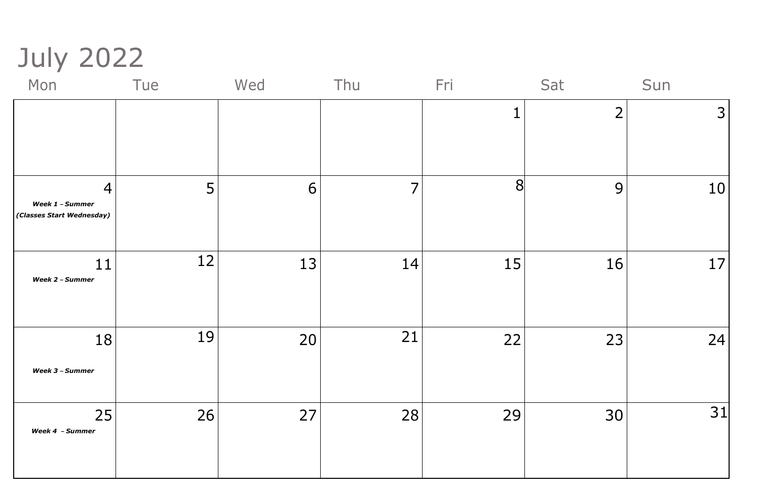# July 2022

| Mon | Tue | Wed | Thu | Fri | Sat | Sun |
|---|---|---|---|---|---|---|
| | | | | 1 | 2 | 3 |
| 4<br>***Week 1 – Summer***<br>***(Classes Start Wednesday)*** | 5 | 6 | 7 | 8 | 9 | 10 |
| 11<br>***Week 2 – Summer*** | 12 | 13 | 14 | 15 | 16 | 17 |
| 18<br>***Week 3 – Summer*** | 19 | 20 | 21 | 22 | 23 | 24 |
| 25<br>***Week 4 – Summer*** | 26 | 27 | 28 | 29 | 30 | 31 |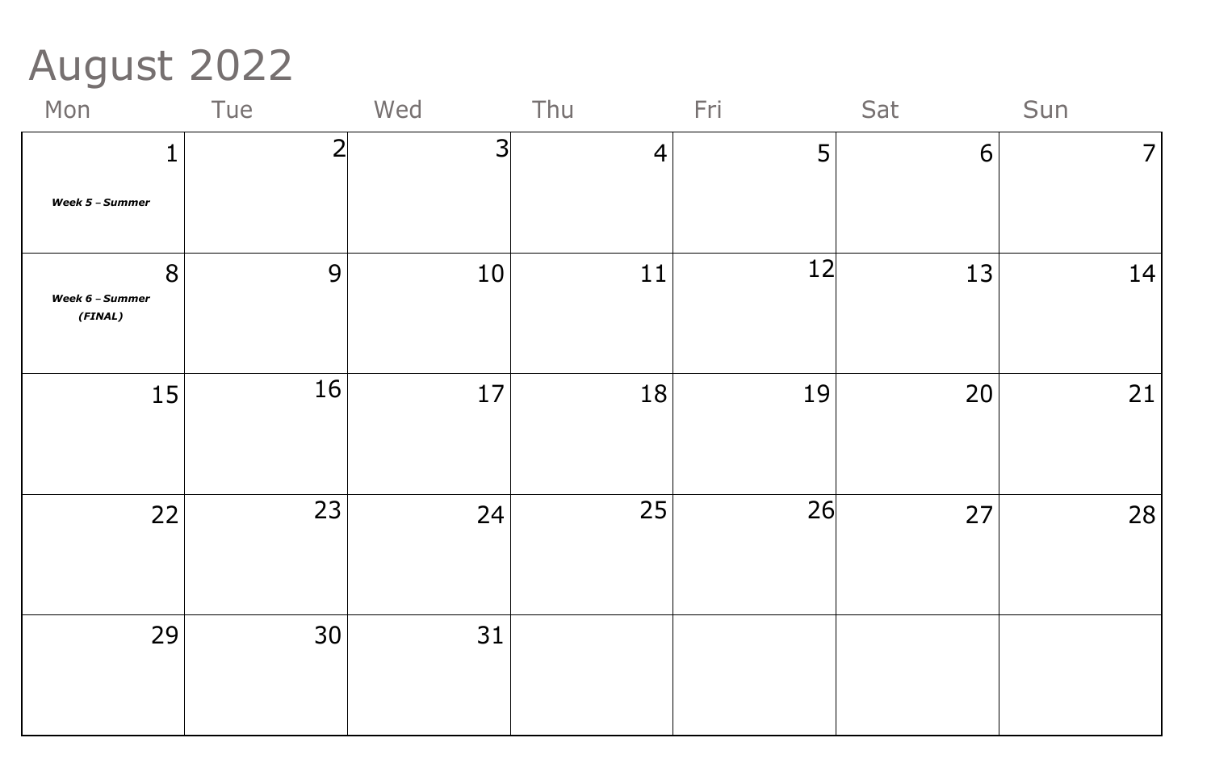# August 2022

| Mon | Tue | Wed | Thu | Fri | Sat | Sun |
|---|---|---|---|---|---|---|
| 1 ***Week 5 – Summer*** | 2 | 3 | 4 | 5 | 6 | 7 |
| 8 ***Week 6 – Summer (FINAL)*** | 9 | 10 | 11 | 12 | 13 | 14 |
| 15 | 16 | 17 | 18 | 19 | 20 | 21 |
| 22 | 23 | 24 | 25 | 26 | 27 | 28 |
| 29 | 30 | 31 | | | | |